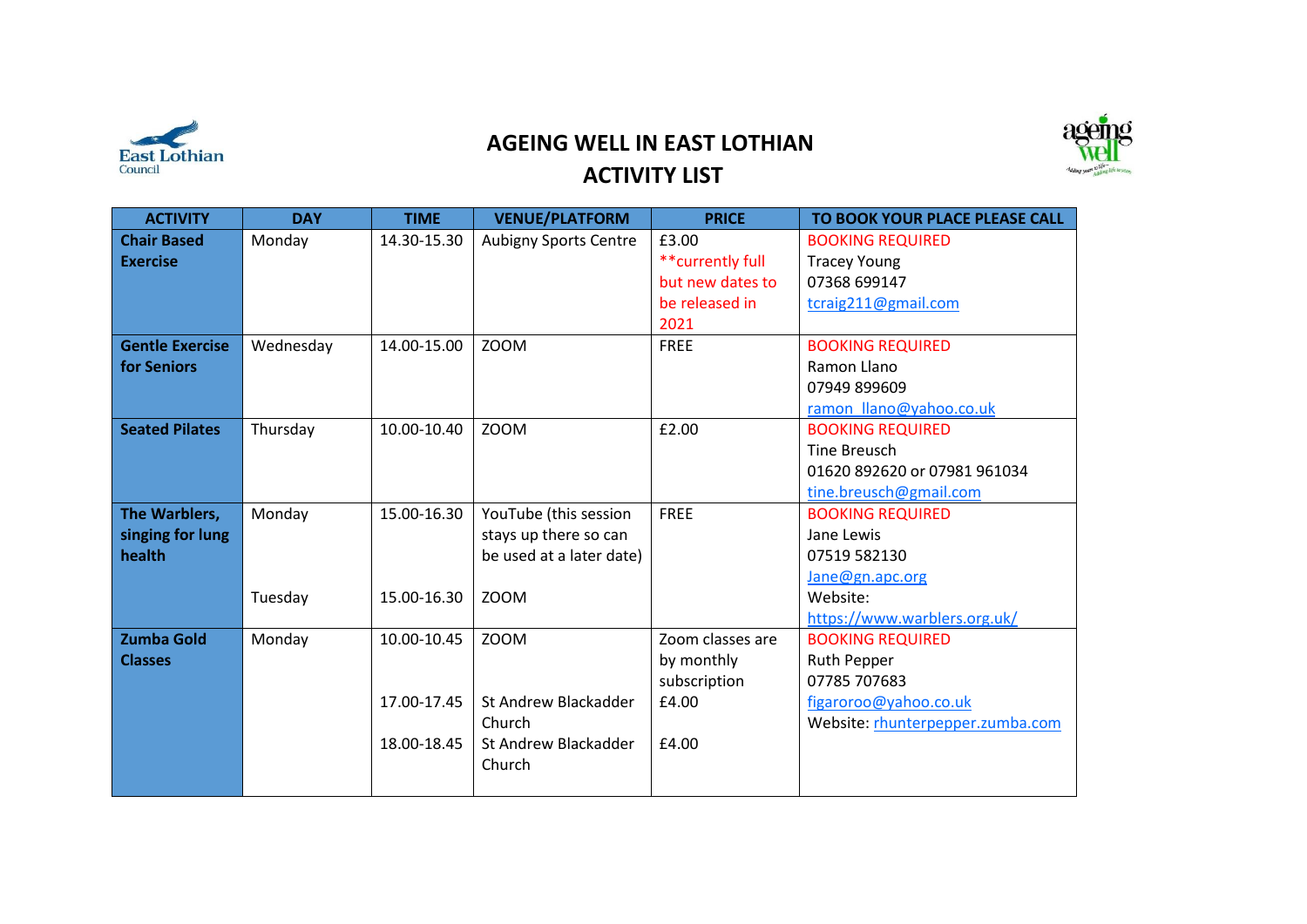# AGEING WELL IN EAST LOTHIAN
## ACTIVITY LIST

| ACTIVITY | DAY | TIME | VENUE/PLATFORM | PRICE | TO BOOK YOUR PLACE PLEASE CALL |
|---|---|---|---|---|---|
| **Chair Based Exercise** | Monday | 14.30-15.30 | Aubigny Sports Centre | £3.00 **currently full but new dates to be released in 2021 | BOOKING REQUIRED<br>Tracey Young<br>07368 699147<br>tcraig211@gmail.com |
| **Gentle Exercise for Seniors** | Wednesday | 14.00-15.00 | ZOOM | FREE | BOOKING REQUIRED<br>Ramon Llano<br>07949 899609<br>ramon_llano@yahoo.co.uk |
| **Seated Pilates** | Thursday | 10.00-10.40 | ZOOM | £2.00 | BOOKING REQUIRED<br>Tine Breusch<br>01620 892620 or 07981 961034<br>tine.breusch@gmail.com |
| **The Warblers, singing for lung health** | Monday<br><br>Tuesday | 15.00-16.30<br><br>15.00-16.30 | YouTube (this session stays up there so can be used at a later date)<br><br>ZOOM | FREE | BOOKING REQUIRED<br>Jane Lewis<br>07519 582130<br>Jane@gn.apc.org<br>Website:<br>https://www.warblers.org.uk/ |
| **Zumba Gold Classes** | Monday | 10.00-10.45<br><br>17.00-17.45<br><br>18.00-18.45 | ZOOM<br><br>St Andrew Blackadder Church<br><br>St Andrew Blackadder Church | Zoom classes are by monthly subscription<br>£4.00<br><br>£4.00 | BOOKING REQUIRED<br>Ruth Pepper<br>07785 707683<br>figaroroo@yahoo.co.uk<br>Website: rhunterpepper.zumba.com |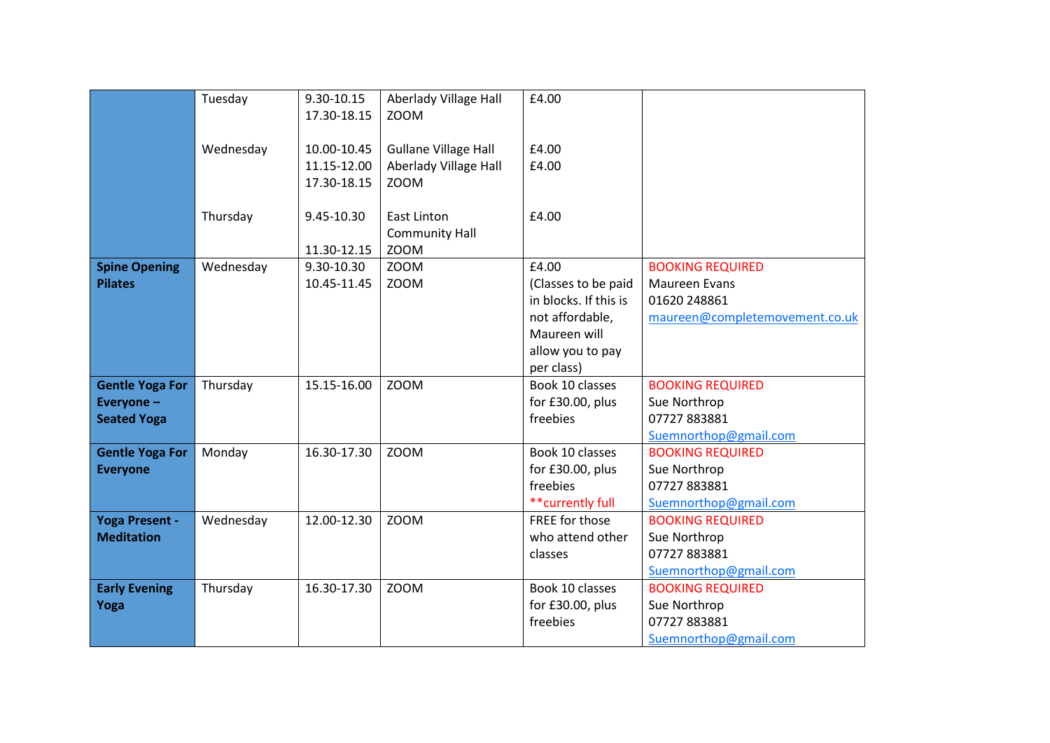| | | | | | |
|---|---|---|---|---|---|
| | Tuesday<br><br><br>Wednesday<br><br><br><br>Thursday | 9.30-10.15<br>17.30-18.15<br><br>10.00-10.45<br>11.15-12.00<br>17.30-18.15<br><br>9.45-10.30<br><br>11.30-12.15 | Aberlady Village Hall<br>ZOOM<br><br>Gullane Village Hall<br>Aberlady Village Hall<br>ZOOM<br><br>East Linton Community Hall<br>ZOOM | £4.00<br><br><br>£4.00<br>£4.00<br><br><br>£4.00 | |
| **Spine Opening Pilates** | Wednesday | 9.30-10.30<br>10.45-11.45 | ZOOM<br>ZOOM | £4.00<br>(Classes to be paid in blocks. If this is not affordable, Maureen will allow you to pay per class) | BOOKING REQUIRED<br>Maureen Evans<br>01620 248861<br>maureen@completemovement.co.uk |
| **Gentle Yoga For Everyone – Seated Yoga** | Thursday | 15.15-16.00 | ZOOM | Book 10 classes for £30.00, plus freebies | BOOKING REQUIRED<br>Sue Northrop<br>07727 883881<br>Suemnorthop@gmail.com |
| **Gentle Yoga For Everyone** | Monday | 16.30-17.30 | ZOOM | Book 10 classes for £30.00, plus freebies<br>**currently full | BOOKING REQUIRED<br>Sue Northrop<br>07727 883881<br>Suemnorthop@gmail.com |
| **Yoga Present - Meditation** | Wednesday | 12.00-12.30 | ZOOM | FREE for those who attend other classes | BOOKING REQUIRED<br>Sue Northrop<br>07727 883881<br>Suemnorthop@gmail.com |
| **Early Evening Yoga** | Thursday | 16.30-17.30 | ZOOM | Book 10 classes for £30.00, plus freebies | BOOKING REQUIRED<br>Sue Northrop<br>07727 883881<br>Suemnorthop@gmail.com |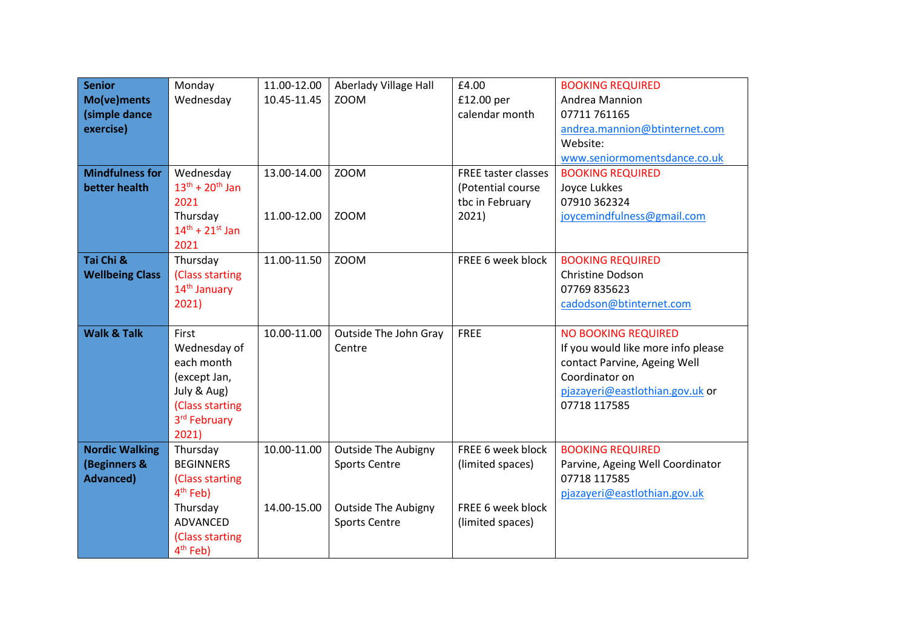| Senior Mo(ve)ments (simple dance exercise) | Monday<br>Wednesday | 11.00-12.00<br>10.45-11.45 | Aberlady Village Hall<br>ZOOM | £4.00<br>£12.00 per calendar month | BOOKING REQUIRED<br>Andrea Mannion<br>07711 761165<br>andrea.mannion@btinternet.com<br>Website:<br>www.seniormomentsdance.co.uk |
|---|---|---|---|---|---|
| **Mindfulness for better health** | Wednesday<br>13th + 20th Jan 2021<br>Thursday<br>14th + 21st Jan 2021 | 13.00-14.00<br><br>11.00-12.00 | ZOOM<br><br>ZOOM | FREE taster classes (Potential course tbc in February 2021) | BOOKING REQUIRED<br>Joyce Lukkes<br>07910 362324<br>joycemindfulness@gmail.com |
| **Tai Chi & Wellbeing Class** | Thursday<br>(Class starting 14th January 2021) | 11.00-11.50 | ZOOM | FREE 6 week block | BOOKING REQUIRED<br>Christine Dodson<br>07769 835623<br>cadodson@btinternet.com |
| **Walk & Talk** | First Wednesday of each month (except Jan, July & Aug)<br>(Class starting 3rd February 2021) | 10.00-11.00 | Outside The John Gray Centre | FREE | NO BOOKING REQUIRED<br>If you would like more info please contact Parvine, Ageing Well Coordinator on pjazayeri@eastlothian.gov.uk or 07718 117585 |
| **Nordic Walking (Beginners & Advanced)** | Thursday<br>BEGINNERS<br>(Class starting 4th Feb)<br>Thursday<br>ADVANCED<br>(Class starting 4th Feb) | 10.00-11.00<br><br>14.00-15.00 | Outside The Aubigny Sports Centre<br><br>Outside The Aubigny Sports Centre | FREE 6 week block (limited spaces)<br><br>FREE 6 week block (limited spaces) | BOOKING REQUIRED<br>Parvine, Ageing Well Coordinator<br>07718 117585<br>pjazayeri@eastlothian.gov.uk |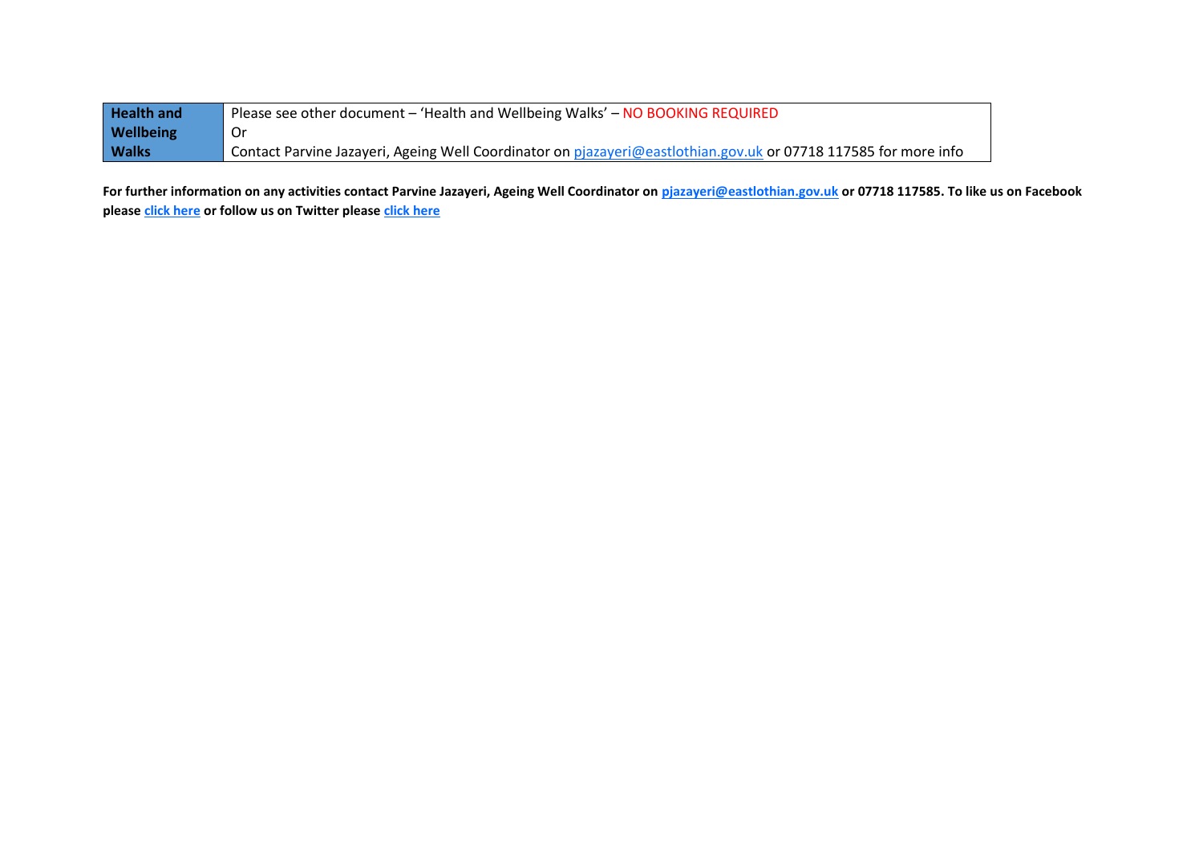| | |
|---|---|
| **Health and Wellbeing Walks** | Please see other document – 'Health and Wellbeing Walks' – NO BOOKING REQUIRED<br>Or<br>Contact Parvine Jazayeri, Ageing Well Coordinator on pjazayeri@eastlothian.gov.uk or 07718 117585 for more info |

**For further information on any activities contact Parvine Jazayeri, Ageing Well Coordinator on pjazayeri@eastlothian.gov.uk or 07718 117585. To like us on Facebook please click here or follow us on Twitter please click here**